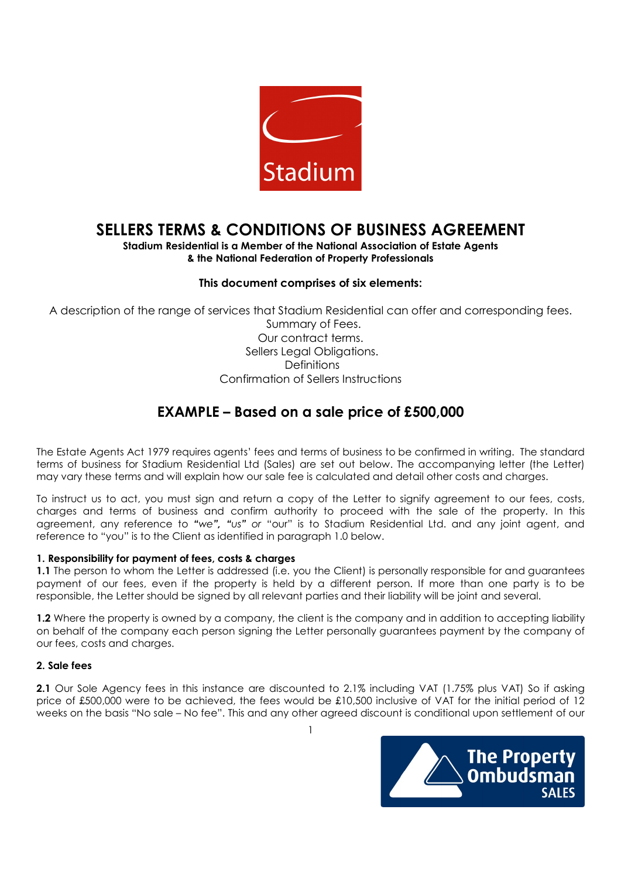# SELLERS TERMS & CONDITIONS OF BUSINESS AGREEMENT

**Stadium Residential is a Member of the National Association of Estate Agents & the National Federation of Property Professionals**

**This document comprises of six elements:**

A description of the range of services that Stadium Residential can offer and corresponding fees.
Summary of Fees.
Our contract terms.
Sellers Legal Obligations.
Definitions
Confirmation of Sellers Instructions

## EXAMPLE – Based on a sale price of £500,000

The Estate Agents Act 1979 requires agents' fees and terms of business to be confirmed in writing. The standard terms of business for Stadium Residential Ltd (Sales) are set out below. The accompanying letter (the Letter) may vary these terms and will explain how our sale fee is calculated and detail other costs and charges.

To instruct us to act, you must sign and return a copy of the Letter to signify agreement to our fees, costs, charges and terms of business and confirm authority to proceed with the sale of the property. In this agreement, any reference to ***"we", "us"*** *or* "our" is to Stadium Residential Ltd. and any joint agent, and reference to "you" is to the Client as identified in paragraph 1.0 below.

**1. Responsibility for payment of fees, costs & charges**

**1.1** The person to whom the Letter is addressed (i.e. you the Client) is personally responsible for and guarantees payment of our fees, even if the property is held by a different person. If more than one party is to be responsible, the Letter should be signed by all relevant parties and their liability will be joint and several.

**1.2** Where the property is owned by a company, the client is the company and in addition to accepting liability on behalf of the company each person signing the Letter personally guarantees payment by the company of our fees, costs and charges.

**2. Sale fees**

**2.1** Our Sole Agency fees in this instance are discounted to 2.1% including VAT (1.75% plus VAT) So if asking price of £500,000 were to be achieved, the fees would be £10,500 inclusive of VAT for the initial period of 12 weeks on the basis "No sale – No fee". This and any other agreed discount is conditional upon settlement of our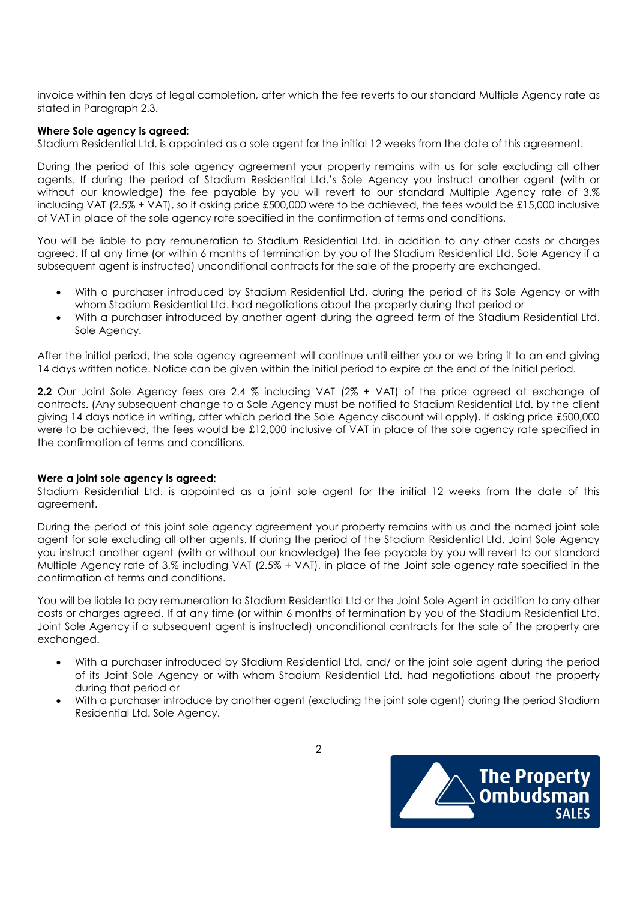invoice within ten days of legal completion, after which the fee reverts to our standard Multiple Agency rate as stated in Paragraph 2.3.

**Where Sole agency is agreed:**
Stadium Residential Ltd. is appointed as a sole agent for the initial 12 weeks from the date of this agreement.

During the period of this sole agency agreement your property remains with us for sale excluding all other agents. If during the period of Stadium Residential Ltd.'s Sole Agency you instruct another agent (with or without our knowledge) the fee payable by you will revert to our standard Multiple Agency rate of 3.% including VAT (2.5% + VAT), so if asking price £500,000 were to be achieved, the fees would be £15,000 inclusive of VAT in place of the sole agency rate specified in the confirmation of terms and conditions.

You will be liable to pay remuneration to Stadium Residential Ltd. in addition to any other costs or charges agreed. If at any time (or within 6 months of termination by you of the Stadium Residential Ltd. Sole Agency if a subsequent agent is instructed) unconditional contracts for the sale of the property are exchanged.

- With a purchaser introduced by Stadium Residential Ltd. during the period of its Sole Agency or with whom Stadium Residential Ltd. had negotiations about the property during that period or
- With a purchaser introduced by another agent during the agreed term of the Stadium Residential Ltd. Sole Agency.

After the initial period, the sole agency agreement will continue until either you or we bring it to an end giving 14 days written notice. Notice can be given within the initial period to expire at the end of the initial period.

**2.2** Our Joint Sole Agency fees are 2.4 % including VAT (2% **+** VAT) of the price agreed at exchange of contracts. (Any subsequent change to a Sole Agency must be notified to Stadium Residential Ltd. by the client giving 14 days notice in writing, after which period the Sole Agency discount will apply). If asking price £500,000 were to be achieved, the fees would be £12,000 inclusive of VAT in place of the sole agency rate specified in the confirmation of terms and conditions.

**Were a joint sole agency is agreed:**
Stadium Residential Ltd. is appointed as a joint sole agent for the initial 12 weeks from the date of this agreement.

During the period of this joint sole agency agreement your property remains with us and the named joint sole agent for sale excluding all other agents. If during the period of the Stadium Residential Ltd. Joint Sole Agency you instruct another agent (with or without our knowledge) the fee payable by you will revert to our standard Multiple Agency rate of 3.% including VAT (2.5% + VAT), in place of the Joint sole agency rate specified in the confirmation of terms and conditions.

You will be liable to pay remuneration to Stadium Residential Ltd or the Joint Sole Agent in addition to any other costs or charges agreed. If at any time (or within 6 months of termination by you of the Stadium Residential Ltd. Joint Sole Agency if a subsequent agent is instructed) unconditional contracts for the sale of the property are exchanged.

- With a purchaser introduced by Stadium Residential Ltd. and/ or the joint sole agent during the period of its Joint Sole Agency or with whom Stadium Residential Ltd. had negotiations about the property during that period or
- With a purchaser introduce by another agent (excluding the joint sole agent) during the period Stadium Residential Ltd. Sole Agency.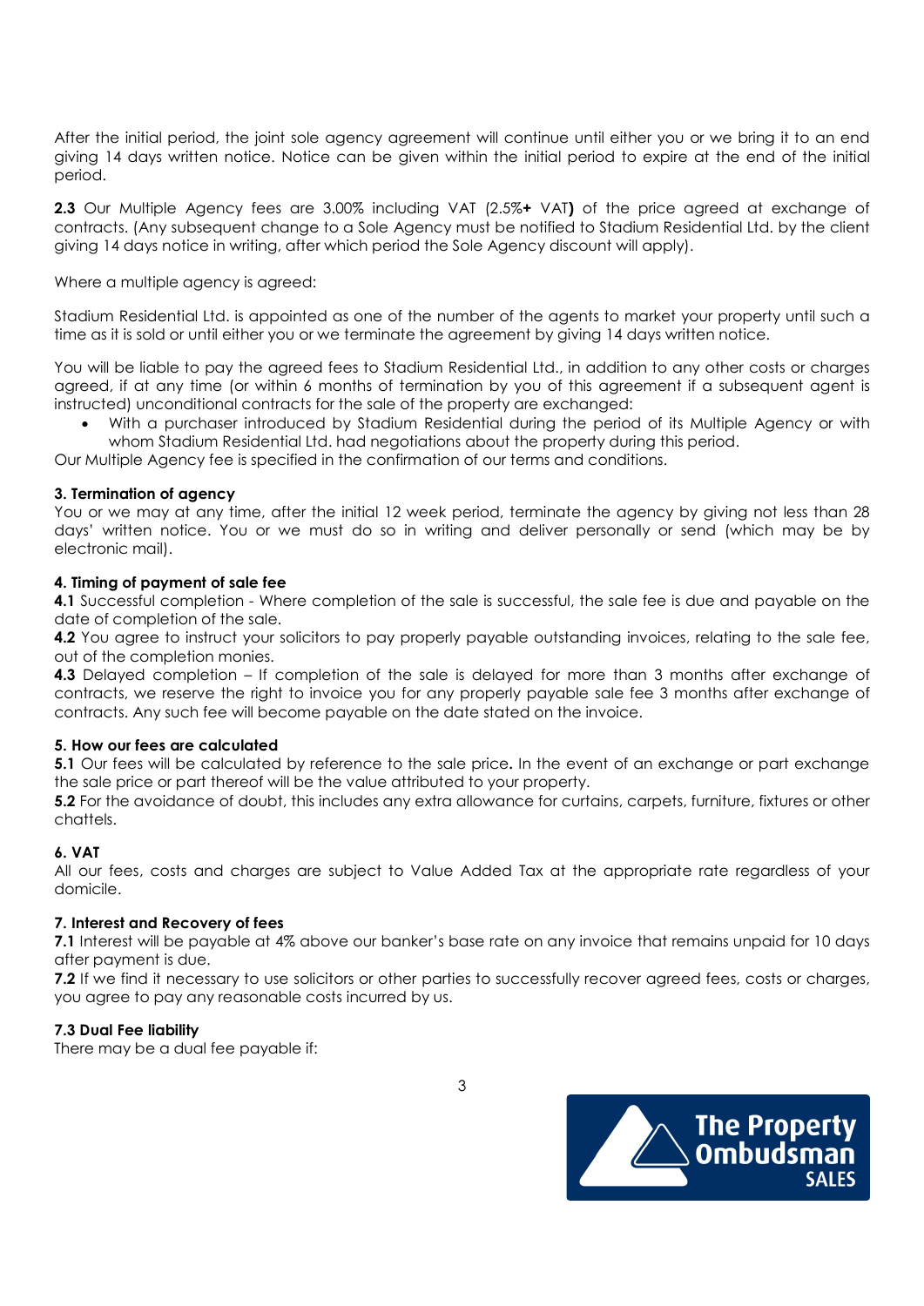After the initial period, the joint sole agency agreement will continue until either you or we bring it to an end giving 14 days written notice. Notice can be given within the initial period to expire at the end of the initial period.

**2.3** Our Multiple Agency fees are 3.00% including VAT (2.5%**+** VAT**)** of the price agreed at exchange of contracts. (Any subsequent change to a Sole Agency must be notified to Stadium Residential Ltd. by the client giving 14 days notice in writing, after which period the Sole Agency discount will apply).

Where a multiple agency is agreed:

Stadium Residential Ltd. is appointed as one of the number of the agents to market your property until such a time as it is sold or until either you or we terminate the agreement by giving 14 days written notice.

You will be liable to pay the agreed fees to Stadium Residential Ltd., in addition to any other costs or charges agreed, if at any time (or within 6 months of termination by you of this agreement if a subsequent agent is instructed) unconditional contracts for the sale of the property are exchanged:

- With a purchaser introduced by Stadium Residential during the period of its Multiple Agency or with whom Stadium Residential Ltd. had negotiations about the property during this period.

Our Multiple Agency fee is specified in the confirmation of our terms and conditions.

**3. Termination of agency**

You or we may at any time, after the initial 12 week period, terminate the agency by giving not less than 28 days' written notice. You or we must do so in writing and deliver personally or send (which may be by electronic mail).

**4. Timing of payment of sale fee**

**4.1** Successful completion - Where completion of the sale is successful, the sale fee is due and payable on the date of completion of the sale.

**4.2** You agree to instruct your solicitors to pay properly payable outstanding invoices, relating to the sale fee, out of the completion monies.

**4.3** Delayed completion – If completion of the sale is delayed for more than 3 months after exchange of contracts, we reserve the right to invoice you for any properly payable sale fee 3 months after exchange of contracts. Any such fee will become payable on the date stated on the invoice.

**5. How our fees are calculated**

**5.1** Our fees will be calculated by reference to the sale price**.** In the event of an exchange or part exchange the sale price or part thereof will be the value attributed to your property.

**5.2** For the avoidance of doubt, this includes any extra allowance for curtains, carpets, furniture, fixtures or other chattels.

**6. VAT**

All our fees, costs and charges are subject to Value Added Tax at the appropriate rate regardless of your domicile.

**7. Interest and Recovery of fees**

**7.1** Interest will be payable at 4% above our banker's base rate on any invoice that remains unpaid for 10 days after payment is due.

**7.2** If we find it necessary to use solicitors or other parties to successfully recover agreed fees, costs or charges, you agree to pay any reasonable costs incurred by us.

**7.3 Dual Fee liability**

There may be a dual fee payable if: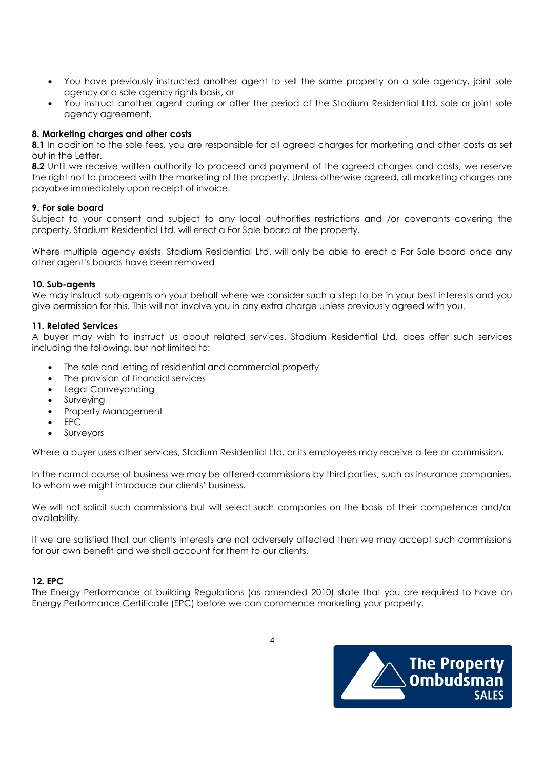- You have previously instructed another agent to sell the same property on a sole agency, joint sole agency or a sole agency rights basis, or
- You instruct another agent during or after the period of the Stadium Residential Ltd. sole or joint sole agency agreement.

**8. Marketing charges and other costs**

**8.1** In addition to the sale fees, you are responsible for all agreed charges for marketing and other costs as set out in the Letter.

**8.2** Until we receive written authority to proceed and payment of the agreed charges and costs, we reserve the right not to proceed with the marketing of the property. Unless otherwise agreed, all marketing charges are payable immediately upon receipt of invoice.

**9. For sale board**

Subject to your consent and subject to any local authorities restrictions and /or covenants covering the property, Stadium Residential Ltd. will erect a For Sale board at the property.

Where multiple agency exists, Stadium Residential Ltd. will only be able to erect a For Sale board once any other agent's boards have been removed

**10. Sub-agents**

We may instruct sub-agents on your behalf where we consider such a step to be in your best interests and you give permission for this. This will not involve you in any extra charge unless previously agreed with you.

**11. Related Services**

A buyer may wish to instruct us about related services. Stadium Residential Ltd. does offer such services including the following, but not limited to:

- The sale and letting of residential and commercial property
- The provision of financial services
- Legal Conveyancing
- Surveying
- Property Management
- EPC
- Surveyors

Where a buyer uses other services, Stadium Residential Ltd. or its employees may receive a fee or commission.

In the normal course of business we may be offered commissions by third parties, such as insurance companies, to whom we might introduce our clients' business.

We will not solicit such commissions but will select such companies on the basis of their competence and/or availability.

If we are satisfied that our clients interests are not adversely affected then we may accept such commissions for our own benefit and we shall account for them to our clients.

**12. EPC**

The Energy Performance of building Regulations (as amended 2010) state that you are required to have an Energy Performance Certificate (EPC) before we can commence marketing your property.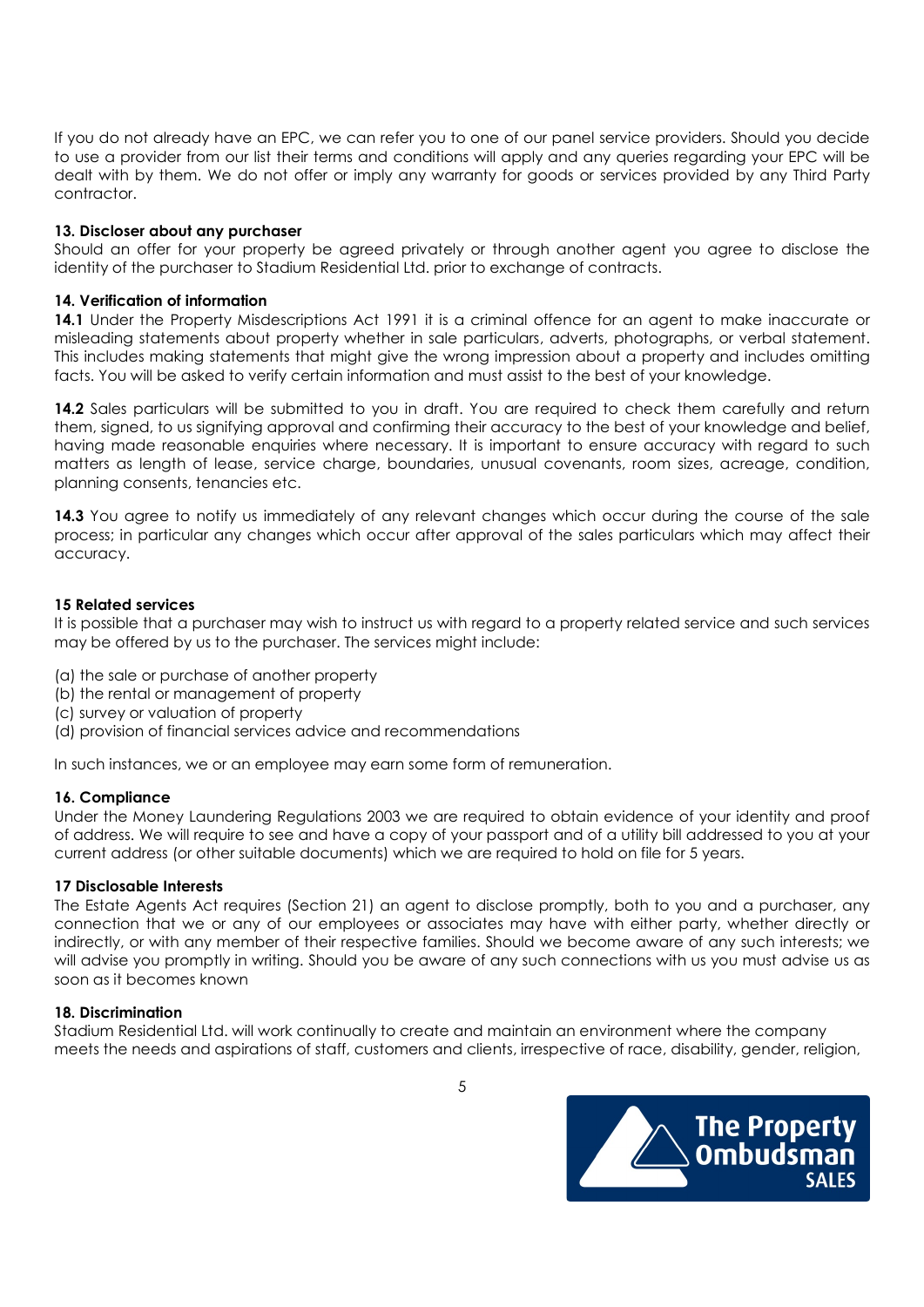If you do not already have an EPC, we can refer you to one of our panel service providers. Should you decide to use a provider from our list their terms and conditions will apply and any queries regarding your EPC will be dealt with by them. We do not offer or imply any warranty for goods or services provided by any Third Party contractor.

**13. Discloser about any purchaser**

Should an offer for your property be agreed privately or through another agent you agree to disclose the identity of the purchaser to Stadium Residential Ltd. prior to exchange of contracts.

**14. Verification of information**

**14.1** Under the Property Misdescriptions Act 1991 it is a criminal offence for an agent to make inaccurate or misleading statements about property whether in sale particulars, adverts, photographs, or verbal statement. This includes making statements that might give the wrong impression about a property and includes omitting facts. You will be asked to verify certain information and must assist to the best of your knowledge.

**14.2** Sales particulars will be submitted to you in draft. You are required to check them carefully and return them, signed, to us signifying approval and confirming their accuracy to the best of your knowledge and belief, having made reasonable enquiries where necessary. It is important to ensure accuracy with regard to such matters as length of lease, service charge, boundaries, unusual covenants, room sizes, acreage, condition, planning consents, tenancies etc.

**14.3** You agree to notify us immediately of any relevant changes which occur during the course of the sale process; in particular any changes which occur after approval of the sales particulars which may affect their accuracy.

**15 Related services**

It is possible that a purchaser may wish to instruct us with regard to a property related service and such services may be offered by us to the purchaser. The services might include:

(a) the sale or purchase of another property
(b) the rental or management of property
(c) survey or valuation of property
(d) provision of financial services advice and recommendations

In such instances, we or an employee may earn some form of remuneration.

**16. Compliance**

Under the Money Laundering Regulations 2003 we are required to obtain evidence of your identity and proof of address. We will require to see and have a copy of your passport and of a utility bill addressed to you at your current address (or other suitable documents) which we are required to hold on file for 5 years.

**17 Disclosable Interests**

The Estate Agents Act requires (Section 21) an agent to disclose promptly, both to you and a purchaser, any connection that we or any of our employees or associates may have with either party, whether directly or indirectly, or with any member of their respective families. Should we become aware of any such interests; we will advise you promptly in writing. Should you be aware of any such connections with us you must advise us as soon as it becomes known

**18. Discrimination**

Stadium Residential Ltd. will work continually to create and maintain an environment where the company meets the needs and aspirations of staff, customers and clients, irrespective of race, disability, gender, religion,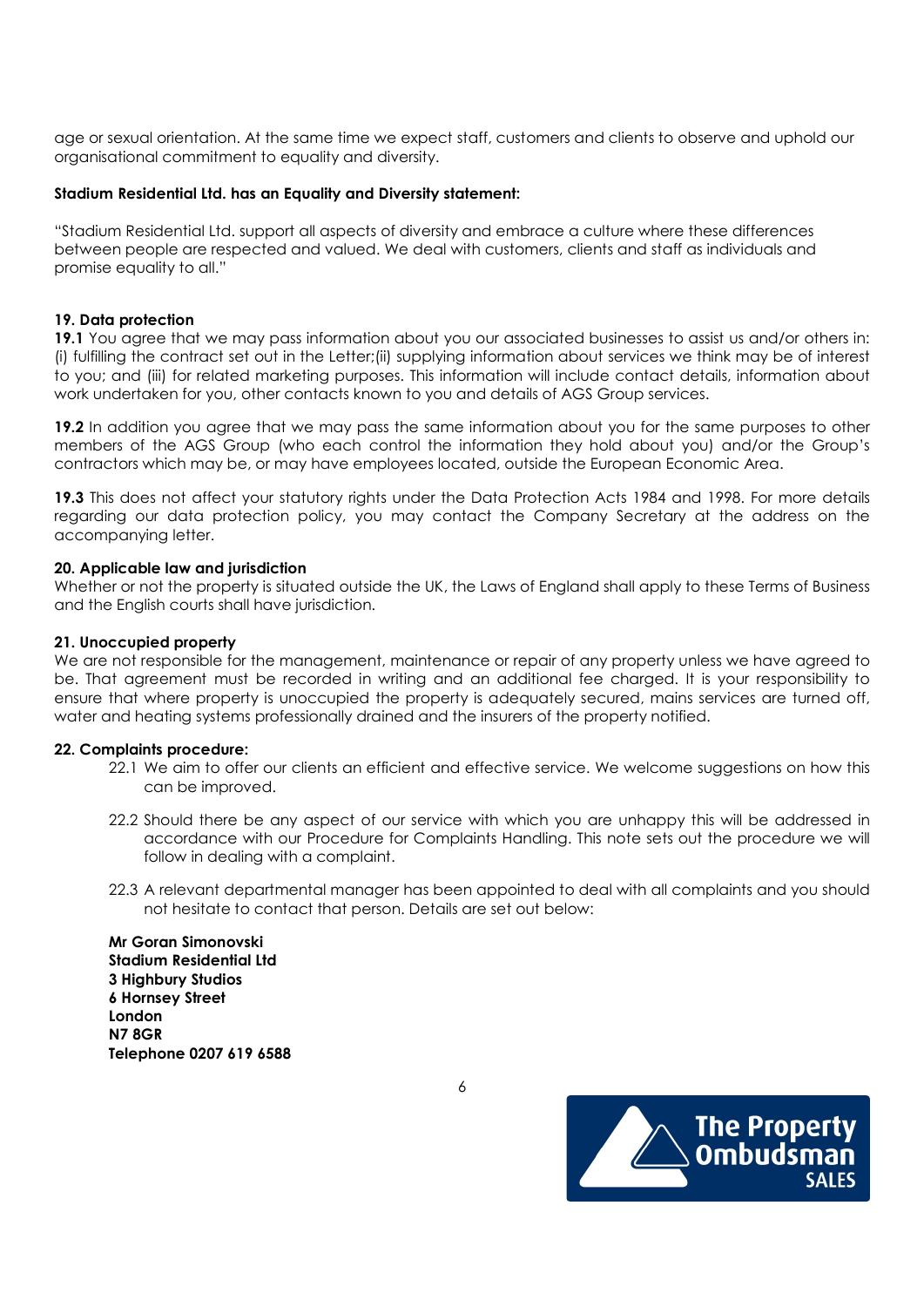age or sexual orientation. At the same time we expect staff, customers and clients to observe and uphold our organisational commitment to equality and diversity.

**Stadium Residential Ltd. has an Equality and Diversity statement:**

"Stadium Residential Ltd. support all aspects of diversity and embrace a culture where these differences between people are respected and valued. We deal with customers, clients and staff as individuals and promise equality to all."

**19. Data protection**

**19.1** You agree that we may pass information about you our associated businesses to assist us and/or others in: (i) fulfilling the contract set out in the Letter;(ii) supplying information about services we think may be of interest to you; and (iii) for related marketing purposes. This information will include contact details, information about work undertaken for you, other contacts known to you and details of AGS Group services.

**19.2** In addition you agree that we may pass the same information about you for the same purposes to other members of the AGS Group (who each control the information they hold about you) and/or the Group's contractors which may be, or may have employees located, outside the European Economic Area.

**19.3** This does not affect your statutory rights under the Data Protection Acts 1984 and 1998. For more details regarding our data protection policy, you may contact the Company Secretary at the address on the accompanying letter.

**20. Applicable law and jurisdiction**

Whether or not the property is situated outside the UK, the Laws of England shall apply to these Terms of Business and the English courts shall have jurisdiction.

**21. Unoccupied property**

We are not responsible for the management, maintenance or repair of any property unless we have agreed to be. That agreement must be recorded in writing and an additional fee charged. It is your responsibility to ensure that where property is unoccupied the property is adequately secured, mains services are turned off, water and heating systems professionally drained and the insurers of the property notified.

**22. Complaints procedure:**

22.1 We aim to offer our clients an efficient and effective service. We welcome suggestions on how this can be improved.

22.2 Should there be any aspect of our service with which you are unhappy this will be addressed in accordance with our Procedure for Complaints Handling. This note sets out the procedure we will follow in dealing with a complaint.

22.3 A relevant departmental manager has been appointed to deal with all complaints and you should not hesitate to contact that person. Details are set out below:

**Mr Goran Simonovski**
**Stadium Residential Ltd**
**3 Highbury Studios**
**6 Hornsey Street**
**London**
**N7 8GR**
**Telephone 0207 619 6588**

The Property Ombudsman SALES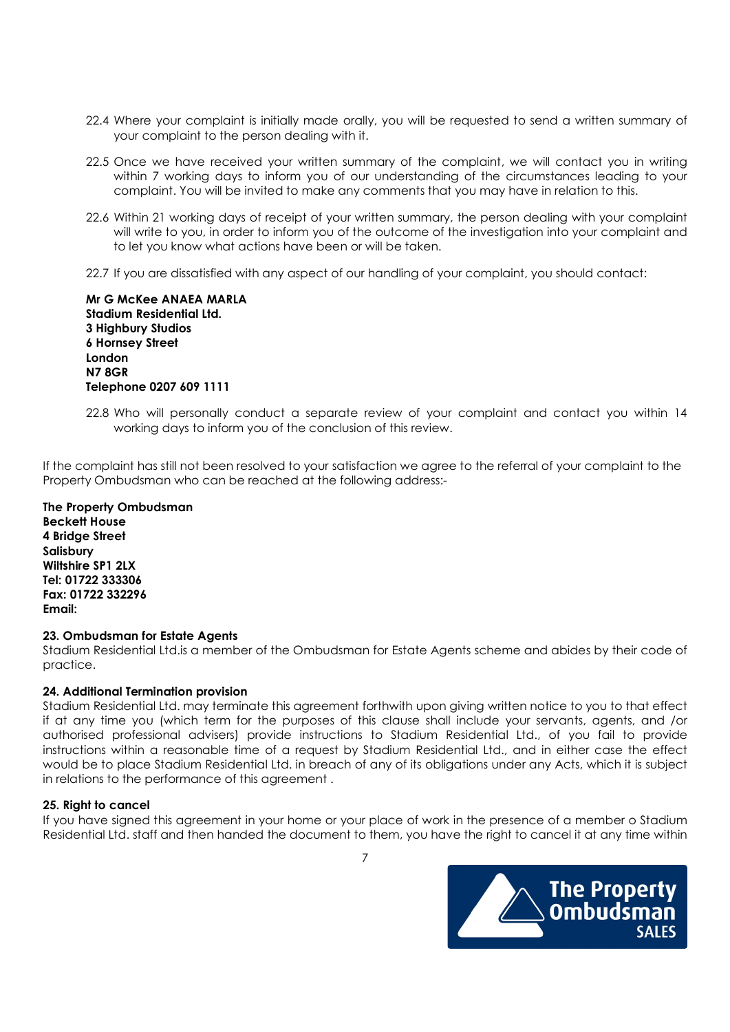22.4 Where your complaint is initially made orally, you will be requested to send a written summary of your complaint to the person dealing with it.

22.5 Once we have received your written summary of the complaint, we will contact you in writing within 7 working days to inform you of our understanding of the circumstances leading to your complaint. You will be invited to make any comments that you may have in relation to this.

22.6 Within 21 working days of receipt of your written summary, the person dealing with your complaint will write to you, in order to inform you of the outcome of the investigation into your complaint and to let you know what actions have been or will be taken.

22.7 If you are dissatisfied with any aspect of our handling of your complaint, you should contact:

**Mr G McKee ANAEA MARLA**
**Stadium Residential Ltd.**
**3 Highbury Studios**
**6 Hornsey Street**
**London**
**N7 8GR**
**Telephone 0207 609 1111**

22.8 Who will personally conduct a separate review of your complaint and contact you within 14 working days to inform you of the conclusion of this review.

If the complaint has still not been resolved to your satisfaction we agree to the referral of your complaint to the Property Ombudsman who can be reached at the following address:-

**The Property Ombudsman**
**Beckett House**
**4 Bridge Street**
**Salisbury**
**Wiltshire SP1 2LX**
**Tel: 01722 333306**
**Fax: 01722 332296**
**Email:**

**23. Ombudsman for Estate Agents**
Stadium Residential Ltd.is a member of the Ombudsman for Estate Agents scheme and abides by their code of practice.

**24. Additional Termination provision**
Stadium Residential Ltd. may terminate this agreement forthwith upon giving written notice to you to that effect if at any time you (which term for the purposes of this clause shall include your servants, agents, and /or authorised professional advisers) provide instructions to Stadium Residential Ltd., of you fail to provide instructions within a reasonable time of a request by Stadium Residential Ltd., and in either case the effect would be to place Stadium Residential Ltd. in breach of any of its obligations under any Acts, which it is subject in relations to the performance of this agreement .

**25. Right to cancel**
If you have signed this agreement in your home or your place of work in the presence of a member o Stadium Residential Ltd. staff and then handed the document to them, you have the right to cancel it at any time within

The Property Ombudsman SALES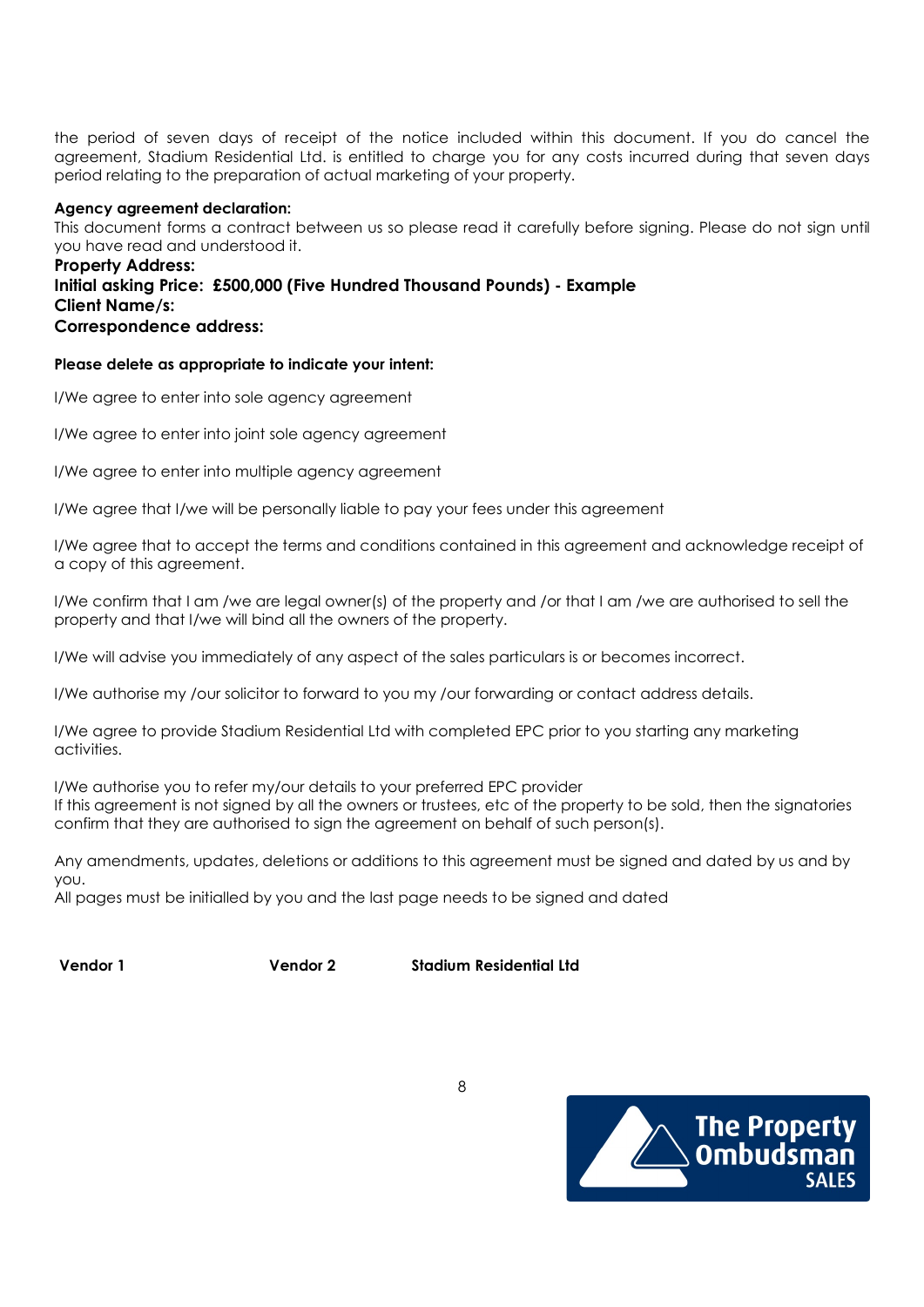the period of seven days of receipt of the notice included within this document. If you do cancel the agreement, Stadium Residential Ltd. is entitled to charge you for any costs incurred during that seven days period relating to the preparation of actual marketing of your property.

**Agency agreement declaration:**

This document forms a contract between us so please read it carefully before signing. Please do not sign until you have read and understood it.

**Property Address:**

**Initial asking Price: £500,000 (Five Hundred Thousand Pounds) - Example**

**Client Name/s:**

**Correspondence address:**

**Please delete as appropriate to indicate your intent:**

I/We agree to enter into sole agency agreement

I/We agree to enter into joint sole agency agreement

I/We agree to enter into multiple agency agreement

I/We agree that I/we will be personally liable to pay your fees under this agreement

I/We agree that to accept the terms and conditions contained in this agreement and acknowledge receipt of a copy of this agreement.

I/We confirm that I am /we are legal owner(s) of the property and /or that I am /we are authorised to sell the property and that I/we will bind all the owners of the property.

I/We will advise you immediately of any aspect of the sales particulars is or becomes incorrect.

I/We authorise my /our solicitor to forward to you my /our forwarding or contact address details.

I/We agree to provide Stadium Residential Ltd with completed EPC prior to you starting any marketing activities.

I/We authorise you to refer my/our details to your preferred EPC provider
If this agreement is not signed by all the owners or trustees, etc of the property to be sold, then the signatories confirm that they are authorised to sign the agreement on behalf of such person(s).

Any amendments, updates, deletions or additions to this agreement must be signed and dated by us and by you.
All pages must be initialled by you and the last page needs to be signed and dated

**Vendor 1** **Vendor 2** **Stadium Residential Ltd**

The Property Ombudsman SALES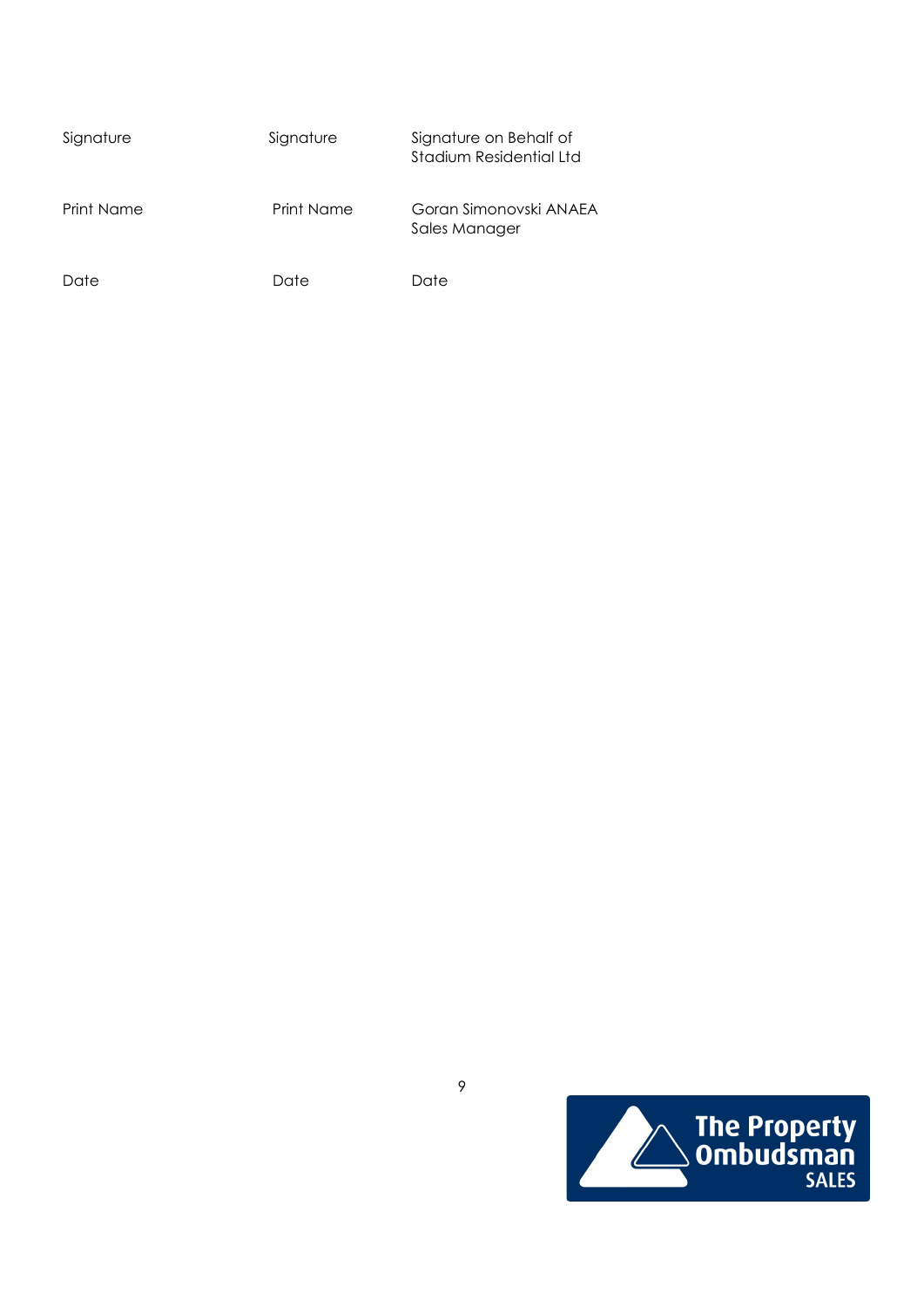| | | |
|---|---|---|
| Signature | Signature | Signature on Behalf of Stadium Residential Ltd |
| Print Name | Print Name | Goran Simonovski ANAEA Sales Manager |
| Date | Date | Date |

The Property Ombudsman SALES